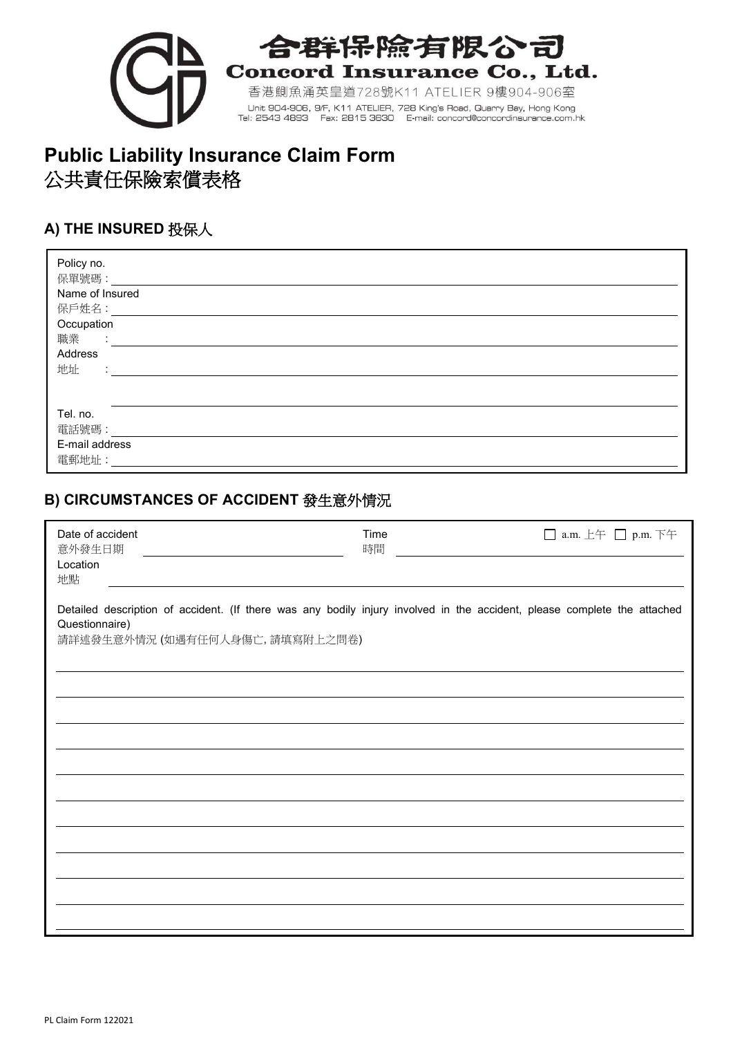# 合群保險有限公司
**Concord Insurance Co., Ltd.**

香港鰂魚涌英皇道728號K11 ATELIER 9樓904-906室

Unit 904-906, 9/F, K11 ATELIER, 728 King's Road, Quarry Bay, Hong Kong
Tel: 2543 4893  Fax: 2815 3630  E-mail: concord@concordinsurance.com.hk

# Public Liability Insurance Claim Form
# 公共責任保險索償表格

## A) THE INSURED 投保人

Policy no.
保單號碼：

Name of Insured
保戶姓名：

Occupation
職業　：

Address
地址　：

Tel. no.
電話號碼：

E-mail address
電郵地址：

## B) CIRCUMSTANCES OF ACCIDENT 發生意外情況

Date of accident
意外發生日期

Time
時間

☐ a.m. 上午 ☐ p.m. 下午

Location
地點

Detailed description of accident. (If there was any bodily injury involved in the accident, please complete the attached Questionnaire)
請詳述發生意外情況 (如遇有任何人身傷亡, 請填寫附上之問卷)

PL Claim Form 122021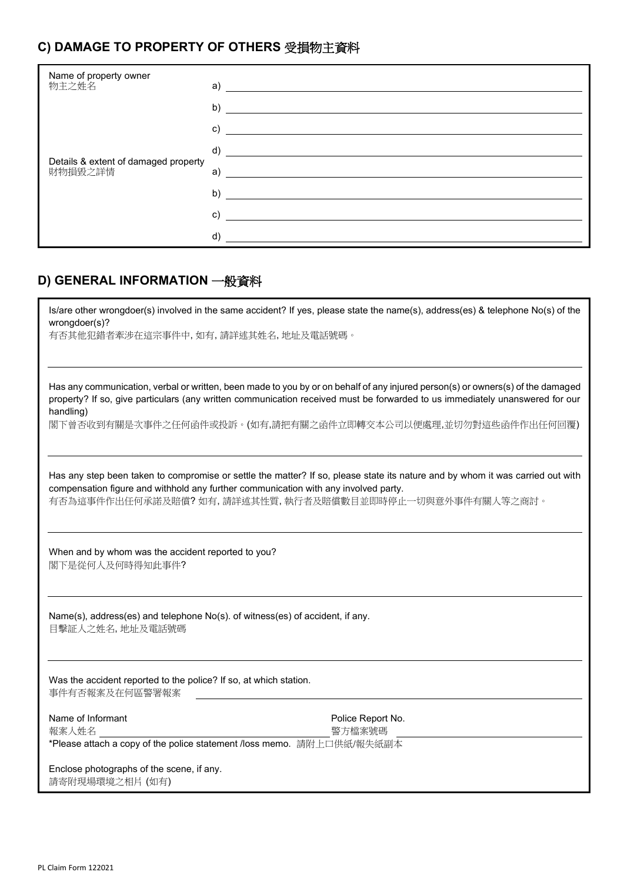## C) DAMAGE TO PROPERTY OF OTHERS 受損物主資料

| | |
|---|---|
| Name of property owner<br>物主之姓名 | a) ______ |
| | b) ______ |
| | c) ______ |
| | d) ______ |
| Details & extent of damaged property<br>財物損毀之詳情 | a) ______ |
| | b) ______ |
| | c) ______ |
| | d) ______ |

## D) GENERAL INFORMATION 一般資料

Is/are other wrongdoer(s) involved in the same accident? If yes, please state the name(s), address(es) & telephone No(s) of the wrongdoer(s)?
有否其他犯錯者牽涉在這宗事件中, 如有, 請詳述其姓名, 地址及電話號碼。

______

Has any communication, verbal or written, been made to you by or on behalf of any injured person(s) or owners(s) of the damaged property? If so, give particulars (any written communication received must be forwarded to us immediately unanswered for our handling)
閣下曾否收到有關是次事件之任何函件或投訴。(如有,請把有關之函件立即轉交本公司以便處理,並切勿對這些函件作出任何回覆)

______

Has any step been taken to compromise or settle the matter? If so, please state its nature and by whom it was carried out with compensation figure and withhold any further communication with any involved party.
有否為這事件作出任何承諾及賠償? 如有, 請詳述其性質, 執行者及賠償數目並即時停止一切與意外事件有關人等之商討。

______

When and by whom was the accident reported to you?
閣下是從何人及何時得知此事件?

______

Name(s), address(es) and telephone No(s). of witness(es) of accident, if any.
目擊証人之姓名, 地址及電話號碼

______

Was the accident reported to the police? If so, at which station.
事件有否報案及在何區警署報案 ______

Name of Informant
報案人姓名 ______

Police Report No.
警方檔案號碼 ______

*Please attach a copy of the police statement /loss memo. 請附上口供紙/報失紙副本

Enclose photographs of the scene, if any.
請寄附現場環境之相片 (如有)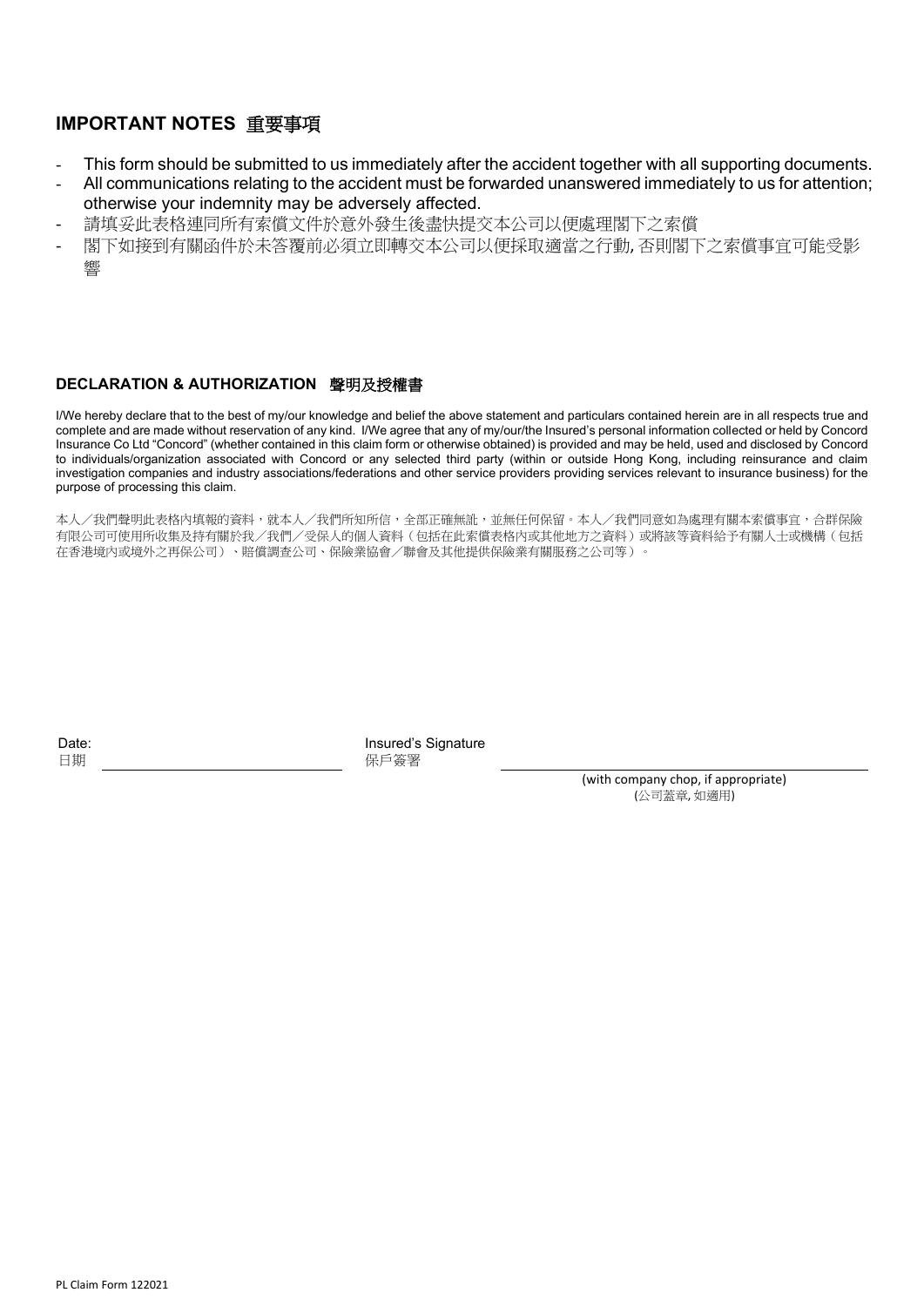## IMPORTANT NOTES 重要事項

- This form should be submitted to us immediately after the accident together with all supporting documents.
- All communications relating to the accident must be forwarded unanswered immediately to us for attention; otherwise your indemnity may be adversely affected.
- 請填妥此表格連同所有索償文件於意外發生後盡快提交本公司以便處理閣下之索償
- 閣下如接到有關函件於未答覆前必須立即轉交本公司以便採取適當之行動, 否則閣下之索償事宜可能受影響

### DECLARATION & AUTHORIZATION 聲明及授權書

I/We hereby declare that to the best of my/our knowledge and belief the above statement and particulars contained herein are in all respects true and complete and are made without reservation of any kind. I/We agree that any of my/our/the Insured's personal information collected or held by Concord Insurance Co Ltd "Concord" (whether contained in this claim form or otherwise obtained) is provided and may be held, used and disclosed by Concord to individuals/organization associated with Concord or any selected third party (within or outside Hong Kong, including reinsurance and claim investigation companies and industry associations/federations and other service providers providing services relevant to insurance business) for the purpose of processing this claim.

本人／我們聲明此表格內填報的資料，就本人／我們所知所信，全部正確無訛，並無任何保留。本人／我們同意如為處理有關本索償事宜，合群保險有限公司可使用所收集及持有關於我／我們／受保人的個人資料（包括在此索償表格內或其他地方之資料）或將該等資料給予有關人士或機構（包括在香港境內或境外之再保公司）、賠償調查公司、保險業協會／聯會及其他提供保險業有關服務之公司等）。

Date:
日期 ______________________

Insured's Signature
保戶簽署 ______________________

(with company chop, if appropriate)
(公司蓋章, 如適用)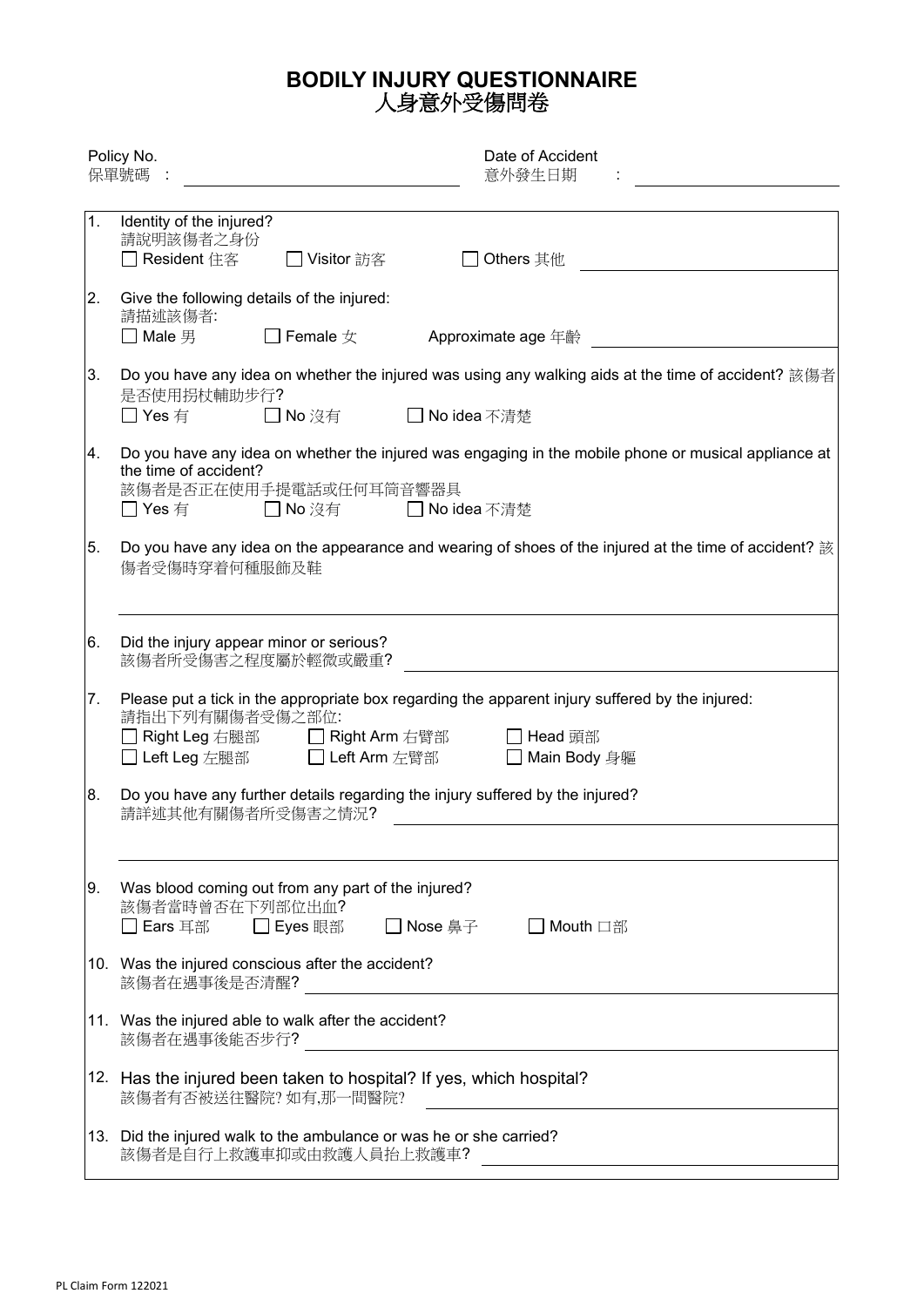# BODILY INJURY QUESTIONNAIRE
# 人身意外受傷問卷

Policy No.
保單號碼 : ____________________

Date of Accident
意外發生日期 : ____________________

1. Identity of the injured?
   請說明該傷者之身份
   ☐ Resident 住客 ☐ Visitor 訪客 ☐ Others 其他 ____________________

2. Give the following details of the injured:
   請描述該傷者:
   ☐ Male 男 ☐ Female 女 Approximate age 年齡 ____________________

3. Do you have any idea on whether the injured was using any walking aids at the time of accident? 該傷者是否使用拐杖輔助步行?
   ☐ Yes 有 ☐ No 沒有 ☐ No idea 不清楚

4. Do you have any idea on whether the injured was engaging in the mobile phone or musical appliance at the time of accident?
   該傷者是否正在使用手提電話或任何耳筒音響器具
   ☐ Yes 有 ☐ No 沒有 ☐ No idea 不清楚

5. Do you have any idea on the appearance and wearing of shoes of the injured at the time of accident? 該傷者受傷時穿着何種服飾及鞋
   ____________________

6. Did the injury appear minor or serious?
   該傷者所受傷害之程度屬於輕微或嚴重? ____________________

7. Please put a tick in the appropriate box regarding the apparent injury suffered by the injured:
   請指出下列有關傷者受傷之部位:
   ☐ Right Leg 右腿部 ☐ Right Arm 右臂部 ☐ Head 頭部
   ☐ Left Leg 左腿部 ☐ Left Arm 左臂部 ☐ Main Body 身軀

8. Do you have any further details regarding the injury suffered by the injured?
   請詳述其他有關傷者所受傷害之情況? ____________________
   ____________________

9. Was blood coming out from any part of the injured?
   該傷者當時曾否在下列部位出血?
   ☐ Ears 耳部 ☐ Eyes 眼部 ☐ Nose 鼻子 ☐ Mouth 口部

10. Was the injured conscious after the accident?
    該傷者在遇事後是否清醒? ____________________

11. Was the injured able to walk after the accident?
    該傷者在遇事後能否步行? ____________________

12. Has the injured been taken to hospital? If yes, which hospital?
    該傷者有否被送往醫院? 如有,那一間醫院? ____________________

13. Did the injured walk to the ambulance or was he or she carried?
    該傷者是自行上救護車抑或由救護人員抬上救護車? ____________________

PL Claim Form 122021